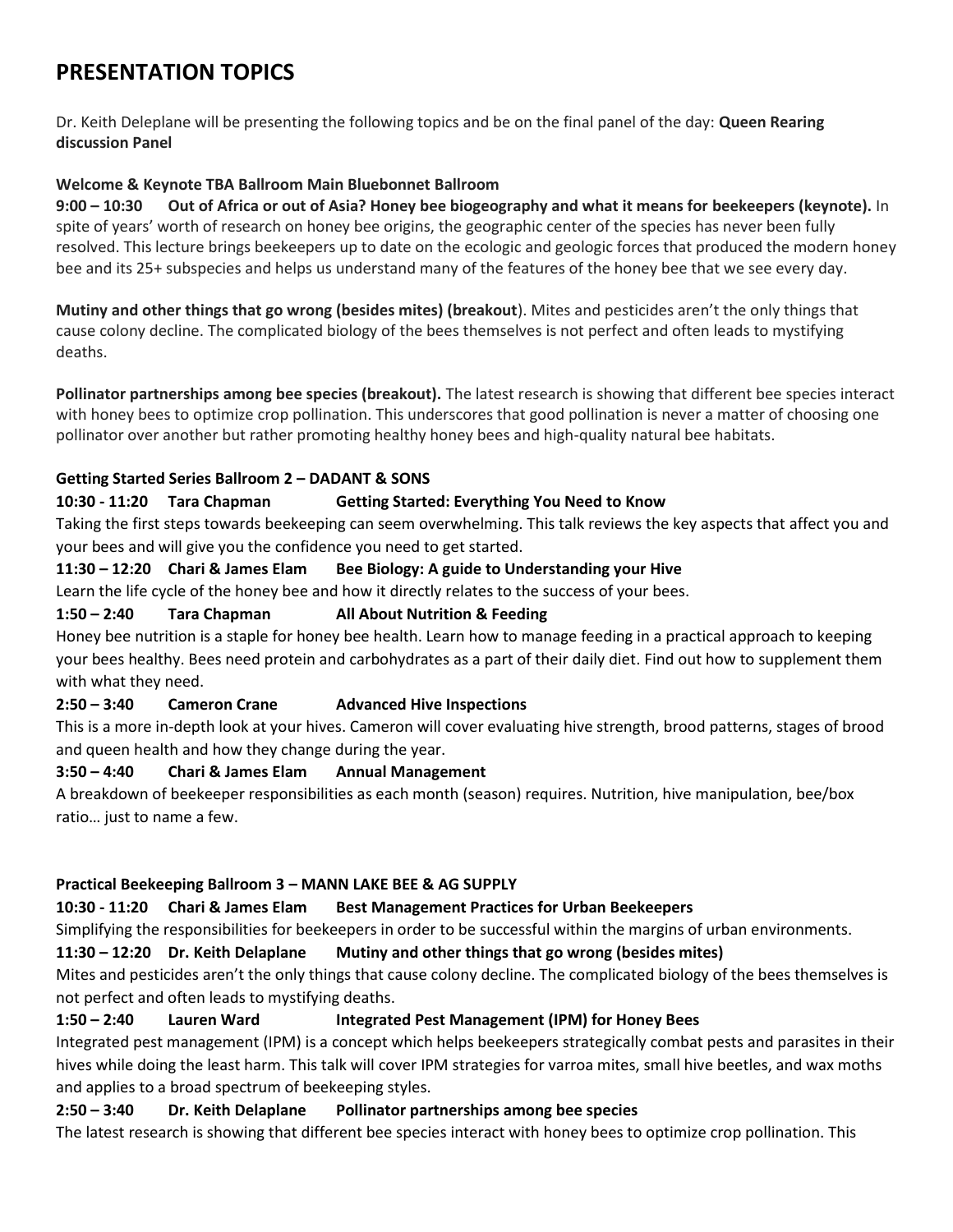# PRESENTATION TOPICS

Dr. Keith Deleplane will be presenting the following topics and be on the final panel of the day: **Queen Rearing discussion Panel**

**Welcome & Keynote TBA Ballroom Main Bluebonnet Ballroom**

**9:00 – 10:30 Out of Africa or out of Asia? Honey bee biogeography and what it means for beekeepers (keynote).** In spite of years' worth of research on honey bee origins, the geographic center of the species has never been fully resolved. This lecture brings beekeepers up to date on the ecologic and geologic forces that produced the modern honey bee and its 25+ subspecies and helps us understand many of the features of the honey bee that we see every day.

**Mutiny and other things that go wrong (besides mites) (breakout**). Mites and pesticides aren't the only things that cause colony decline. The complicated biology of the bees themselves is not perfect and often leads to mystifying deaths.

**Pollinator partnerships among bee species (breakout).** The latest research is showing that different bee species interact with honey bees to optimize crop pollination. This underscores that good pollination is never a matter of choosing one pollinator over another but rather promoting healthy honey bees and high-quality natural bee habitats.

**Getting Started Series Ballroom 2 – DADANT & SONS**

**10:30 - 11:20 Tara Chapman Getting Started: Everything You Need to Know**

Taking the first steps towards beekeeping can seem overwhelming. This talk reviews the key aspects that affect you and your bees and will give you the confidence you need to get started.

**11:30 – 12:20 Chari & James Elam Bee Biology: A guide to Understanding your Hive**

Learn the life cycle of the honey bee and how it directly relates to the success of your bees.

**1:50 – 2:40 Tara Chapman All About Nutrition & Feeding**

Honey bee nutrition is a staple for honey bee health. Learn how to manage feeding in a practical approach to keeping your bees healthy. Bees need protein and carbohydrates as a part of their daily diet. Find out how to supplement them with what they need.

**2:50 – 3:40 Cameron Crane Advanced Hive Inspections**

This is a more in-depth look at your hives. Cameron will cover evaluating hive strength, brood patterns, stages of brood and queen health and how they change during the year.

**3:50 – 4:40 Chari & James Elam Annual Management**

A breakdown of beekeeper responsibilities as each month (season) requires. Nutrition, hive manipulation, bee/box ratio… just to name a few.

**Practical Beekeeping Ballroom 3 – MANN LAKE BEE & AG SUPPLY**

**10:30 - 11:20 Chari & James Elam Best Management Practices for Urban Beekeepers**

Simplifying the responsibilities for beekeepers in order to be successful within the margins of urban environments.

**11:30 – 12:20 Dr. Keith Delaplane Mutiny and other things that go wrong (besides mites)**

Mites and pesticides aren't the only things that cause colony decline. The complicated biology of the bees themselves is not perfect and often leads to mystifying deaths.

**1:50 – 2:40 Lauren Ward Integrated Pest Management (IPM) for Honey Bees**

Integrated pest management (IPM) is a concept which helps beekeepers strategically combat pests and parasites in their hives while doing the least harm. This talk will cover IPM strategies for varroa mites, small hive beetles, and wax moths and applies to a broad spectrum of beekeeping styles.

**2:50 – 3:40 Dr. Keith Delaplane Pollinator partnerships among bee species**

The latest research is showing that different bee species interact with honey bees to optimize crop pollination. This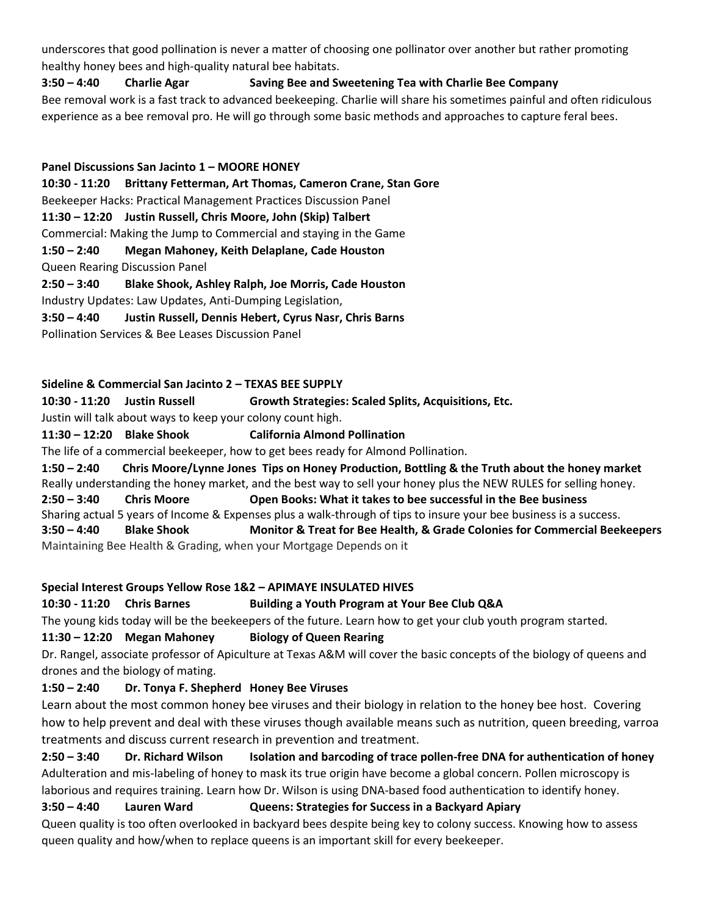underscores that good pollination is never a matter of choosing one pollinator over another but rather promoting healthy honey bees and high-quality natural bee habitats.

**3:50 – 4:40 Charlie Agar Saving Bee and Sweetening Tea with Charlie Bee Company**

Bee removal work is a fast track to advanced beekeeping. Charlie will share his sometimes painful and often ridiculous experience as a bee removal pro. He will go through some basic methods and approaches to capture feral bees.

**Panel Discussions San Jacinto 1 – MOORE HONEY**

**10:30 - 11:20 Brittany Fetterman, Art Thomas, Cameron Crane, Stan Gore**

Beekeeper Hacks: Practical Management Practices Discussion Panel

**11:30 – 12:20 Justin Russell, Chris Moore, John (Skip) Talbert**

Commercial: Making the Jump to Commercial and staying in the Game

**1:50 – 2:40 Megan Mahoney, Keith Delaplane, Cade Houston**

Queen Rearing Discussion Panel

**2:50 – 3:40 Blake Shook, Ashley Ralph, Joe Morris, Cade Houston**

Industry Updates: Law Updates, Anti-Dumping Legislation,

**3:50 – 4:40 Justin Russell, Dennis Hebert, Cyrus Nasr, Chris Barns**

Pollination Services & Bee Leases Discussion Panel

**Sideline & Commercial San Jacinto 2 – TEXAS BEE SUPPLY**

**10:30 - 11:20 Justin Russell Growth Strategies: Scaled Splits, Acquisitions, Etc.**

Justin will talk about ways to keep your colony count high.

**11:30 – 12:20 Blake Shook California Almond Pollination**

The life of a commercial beekeeper, how to get bees ready for Almond Pollination.

**1:50 – 2:40 Chris Moore/Lynne Jones Tips on Honey Production, Bottling & the Truth about the honey market**

Really understanding the honey market, and the best way to sell your honey plus the NEW RULES for selling honey.

**2:50 – 3:40 Chris Moore Open Books: What it takes to bee successful in the Bee business**

Sharing actual 5 years of Income & Expenses plus a walk-through of tips to insure your bee business is a success.

**3:50 – 4:40 Blake Shook Monitor & Treat for Bee Health, & Grade Colonies for Commercial Beekeepers**

Maintaining Bee Health & Grading, when your Mortgage Depends on it

**Special Interest Groups Yellow Rose 1&2 – APIMAYE INSULATED HIVES**

**10:30 - 11:20 Chris Barnes Building a Youth Program at Your Bee Club Q&A**

The young kids today will be the beekeepers of the future. Learn how to get your club youth program started.

**11:30 – 12:20 Megan Mahoney Biology of Queen Rearing**

Dr. Rangel, associate professor of Apiculture at Texas A&M will cover the basic concepts of the biology of queens and drones and the biology of mating.

**1:50 – 2:40 Dr. Tonya F. Shepherd Honey Bee Viruses**

Learn about the most common honey bee viruses and their biology in relation to the honey bee host. Covering how to help prevent and deal with these viruses though available means such as nutrition, queen breeding, varroa treatments and discuss current research in prevention and treatment.

**2:50 – 3:40 Dr. Richard Wilson Isolation and barcoding of trace pollen-free DNA for authentication of honey**

Adulteration and mis-labeling of honey to mask its true origin have become a global concern. Pollen microscopy is laborious and requires training. Learn how Dr. Wilson is using DNA-based food authentication to identify honey.

**3:50 – 4:40 Lauren Ward Queens: Strategies for Success in a Backyard Apiary**

Queen quality is too often overlooked in backyard bees despite being key to colony success. Knowing how to assess queen quality and how/when to replace queens is an important skill for every beekeeper.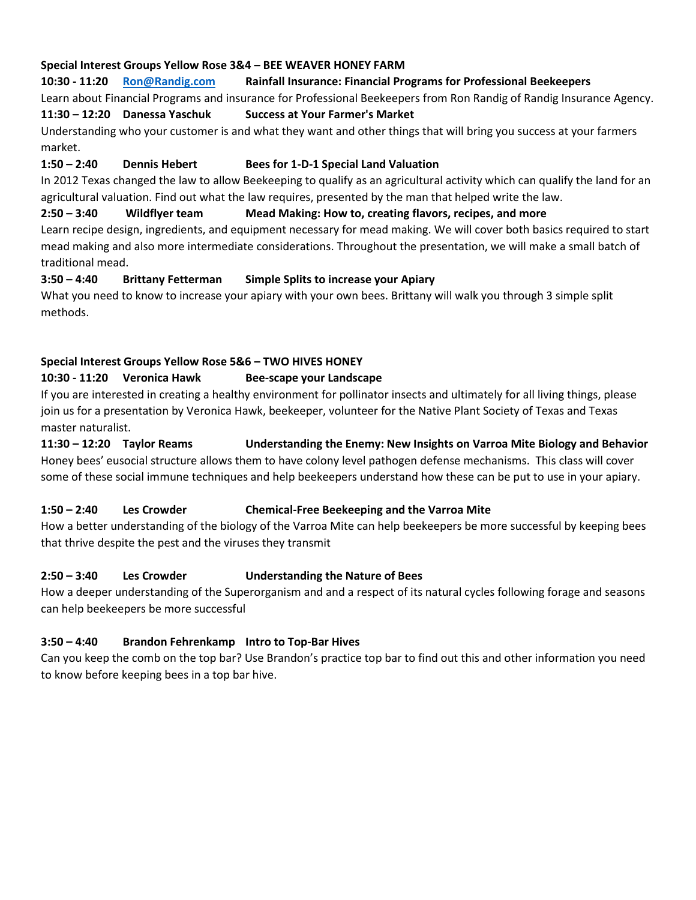**Special Interest Groups Yellow Rose 3&4 – BEE WEAVER HONEY FARM**

**10:30 - 11:20** [Ron@Randig.com](mailto:Ron@Randig.com) **Rainfall Insurance: Financial Programs for Professional Beekeepers**

Learn about Financial Programs and insurance for Professional Beekeepers from Ron Randig of Randig Insurance Agency.

**11:30 – 12:20 Danessa Yaschuk Success at Your Farmer's Market**

Understanding who your customer is and what they want and other things that will bring you success at your farmers market.

**1:50 – 2:40 Dennis Hebert Bees for 1-D-1 Special Land Valuation**

In 2012 Texas changed the law to allow Beekeeping to qualify as an agricultural activity which can qualify the land for an agricultural valuation. Find out what the law requires, presented by the man that helped write the law.

**2:50 – 3:40 Wildflyer team Mead Making: How to, creating flavors, recipes, and more**

Learn recipe design, ingredients, and equipment necessary for mead making. We will cover both basics required to start mead making and also more intermediate considerations. Throughout the presentation, we will make a small batch of traditional mead.

**3:50 – 4:40 Brittany Fetterman Simple Splits to increase your Apiary**

What you need to know to increase your apiary with your own bees. Brittany will walk you through 3 simple split methods.

**Special Interest Groups Yellow Rose 5&6 – TWO HIVES HONEY**

**10:30 - 11:20 Veronica Hawk Bee-scape your Landscape**

If you are interested in creating a healthy environment for pollinator insects and ultimately for all living things, please join us for a presentation by Veronica Hawk, beekeeper, volunteer for the Native Plant Society of Texas and Texas master naturalist.

**11:30 – 12:20 Taylor Reams Understanding the Enemy: New Insights on Varroa Mite Biology and Behavior**

Honey bees' eusocial structure allows them to have colony level pathogen defense mechanisms. This class will cover some of these social immune techniques and help beekeepers understand how these can be put to use in your apiary.

**1:50 – 2:40 Les Crowder Chemical-Free Beekeeping and the Varroa Mite**

How a better understanding of the biology of the Varroa Mite can help beekeepers be more successful by keeping bees that thrive despite the pest and the viruses they transmit

**2:50 – 3:40 Les Crowder Understanding the Nature of Bees**

How a deeper understanding of the Superorganism and and a respect of its natural cycles following forage and seasons can help beekeepers be more successful

**3:50 – 4:40 Brandon Fehrenkamp Intro to Top-Bar Hives**

Can you keep the comb on the top bar? Use Brandon's practice top bar to find out this and other information you need to know before keeping bees in a top bar hive.